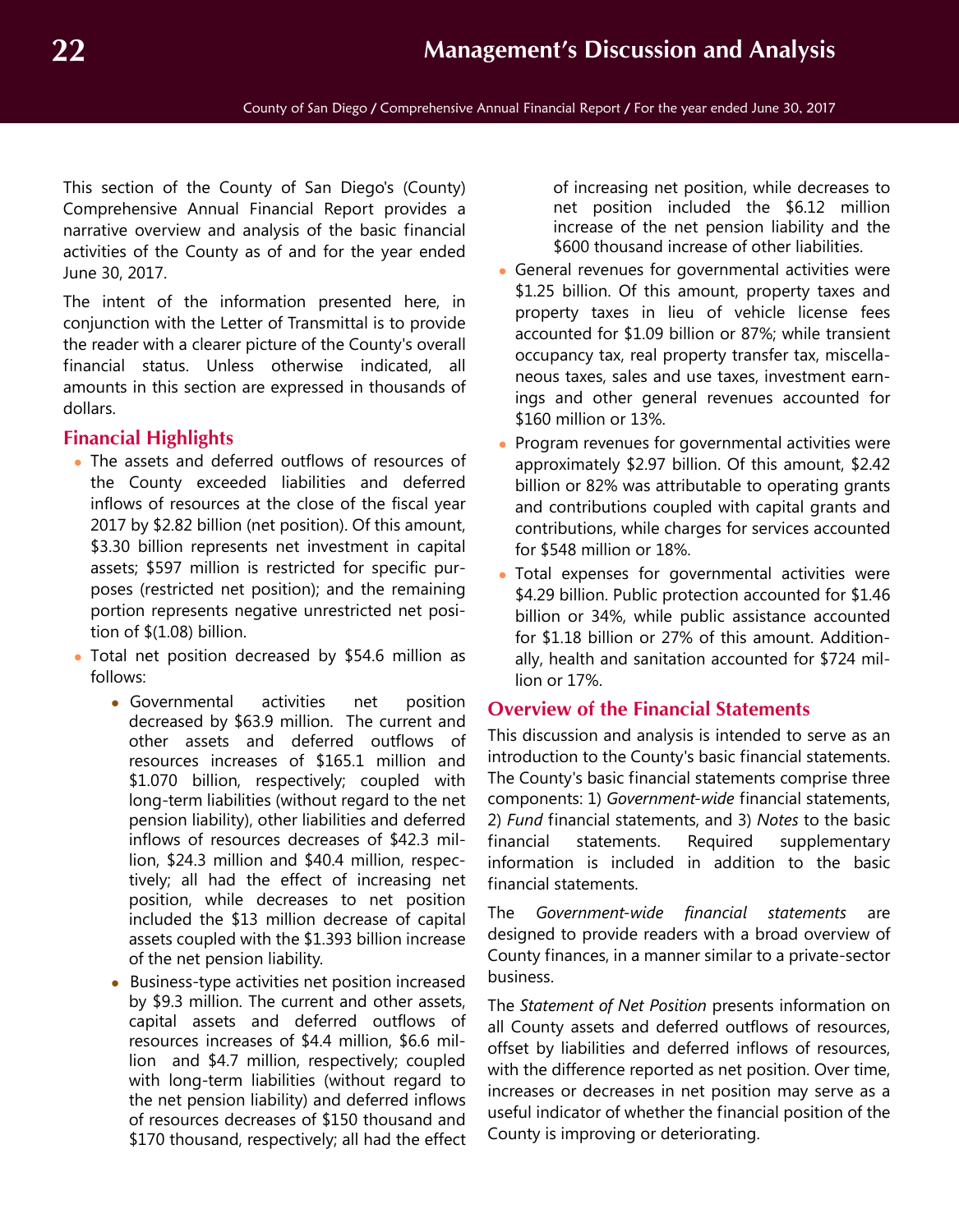This section of the County of San Diego's (County) Comprehensive Annual Financial Report provides a narrative overview and analysis of the basic financial activities of the County as of and for the year ended June 30, 2017.

The intent of the information presented here, in conjunction with the Letter of Transmittal is to provide the reader with a clearer picture of the County's overall financial status. Unless otherwise indicated, all amounts in this section are expressed in thousands of dollars.

## Financial Highlights

- The assets and deferred outflows of resources of the County exceeded liabilities and deferred inflows of resources at the close of the fiscal year 2017 by $2.82 billion (net position). Of this amount, $3.30 billion represents net investment in capital assets; $597 million is restricted for specific purposes (restricted net position); and the remaining portion represents negative unrestricted net position of $(1.08) billion.
- Total net position decreased by $54.6 million as follows:
  - Governmental activities net position decreased by $63.9 million. The current and other assets and deferred outflows of resources increases of $165.1 million and $1.070 billion, respectively; coupled with long-term liabilities (without regard to the net pension liability), other liabilities and deferred inflows of resources decreases of $42.3 million, $24.3 million and $40.4 million, respectively; all had the effect of increasing net position, while decreases to net position included the $13 million decrease of capital assets coupled with the $1.393 billion increase of the net pension liability.
  - Business-type activities net position increased by $9.3 million. The current and other assets, capital assets and deferred outflows of resources increases of $4.4 million, $6.6 million and $4.7 million, respectively; coupled with long-term liabilities (without regard to the net pension liability) and deferred inflows of resources decreases of $150 thousand and $170 thousand, respectively; all had the effect of increasing net position, while decreases to net position included the $6.12 million increase of the net pension liability and the $600 thousand increase of other liabilities.
- General revenues for governmental activities were $1.25 billion. Of this amount, property taxes and property taxes in lieu of vehicle license fees accounted for $1.09 billion or 87%; while transient occupancy tax, real property transfer tax, miscellaneous taxes, sales and use taxes, investment earnings and other general revenues accounted for $160 million or 13%.
- Program revenues for governmental activities were approximately $2.97 billion. Of this amount, $2.42 billion or 82% was attributable to operating grants and contributions coupled with capital grants and contributions, while charges for services accounted for $548 million or 18%.
- Total expenses for governmental activities were $4.29 billion. Public protection accounted for $1.46 billion or 34%, while public assistance accounted for $1.18 billion or 27% of this amount. Additionally, health and sanitation accounted for $724 million or 17%.

## Overview of the Financial Statements

This discussion and analysis is intended to serve as an introduction to the County's basic financial statements. The County's basic financial statements comprise three components: 1) *Government-wide* financial statements, 2) *Fund* financial statements, and 3) *Notes* to the basic financial statements. Required supplementary information is included in addition to the basic financial statements.

The *Government-wide financial statements* are designed to provide readers with a broad overview of County finances, in a manner similar to a private-sector business.

The *Statement of Net Position* presents information on all County assets and deferred outflows of resources, offset by liabilities and deferred inflows of resources, with the difference reported as net position. Over time, increases or decreases in net position may serve as a useful indicator of whether the financial position of the County is improving or deteriorating.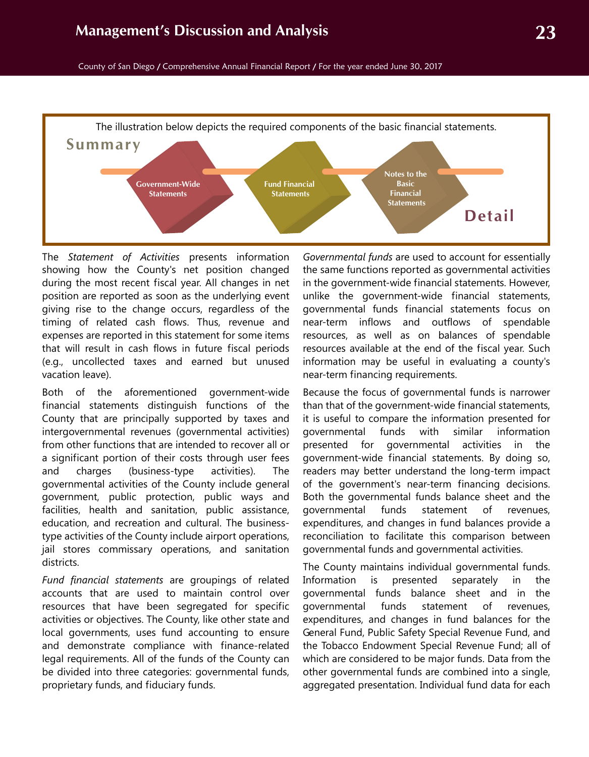The illustration below depicts the required components of the basic financial statements.

Summary

Government-Wide Statements

Fund Financial Statements

Notes to the Basic Financial Statements

Detail

The *Statement of Activities* presents information showing how the County's net position changed during the most recent fiscal year. All changes in net position are reported as soon as the underlying event giving rise to the change occurs, regardless of the timing of related cash flows. Thus, revenue and expenses are reported in this statement for some items that will result in cash flows in future fiscal periods (e.g., uncollected taxes and earned but unused vacation leave).

Both of the aforementioned government-wide financial statements distinguish functions of the County that are principally supported by taxes and intergovernmental revenues (governmental activities) from other functions that are intended to recover all or a significant portion of their costs through user fees and charges (business-type activities). The governmental activities of the County include general government, public protection, public ways and facilities, health and sanitation, public assistance, education, and recreation and cultural. The business-type activities of the County include airport operations, jail stores commissary operations, and sanitation districts.

*Fund financial statements* are groupings of related accounts that are used to maintain control over resources that have been segregated for specific activities or objectives. The County, like other state and local governments, uses fund accounting to ensure and demonstrate compliance with finance-related legal requirements. All of the funds of the County can be divided into three categories: governmental funds, proprietary funds, and fiduciary funds.

*Governmental funds* are used to account for essentially the same functions reported as governmental activities in the government-wide financial statements. However, unlike the government-wide financial statements, governmental funds financial statements focus on near-term inflows and outflows of spendable resources, as well as on balances of spendable resources available at the end of the fiscal year. Such information may be useful in evaluating a county's near-term financing requirements.

Because the focus of governmental funds is narrower than that of the government-wide financial statements, it is useful to compare the information presented for governmental funds with similar information presented for governmental activities in the government-wide financial statements. By doing so, readers may better understand the long-term impact of the government's near-term financing decisions. Both the governmental funds balance sheet and the governmental funds statement of revenues, expenditures, and changes in fund balances provide a reconciliation to facilitate this comparison between governmental funds and governmental activities.

The County maintains individual governmental funds. Information is presented separately in the governmental funds balance sheet and in the governmental funds statement of revenues, expenditures, and changes in fund balances for the General Fund, Public Safety Special Revenue Fund, and the Tobacco Endowment Special Revenue Fund; all of which are considered to be major funds. Data from the other governmental funds are combined into a single, aggregated presentation. Individual fund data for each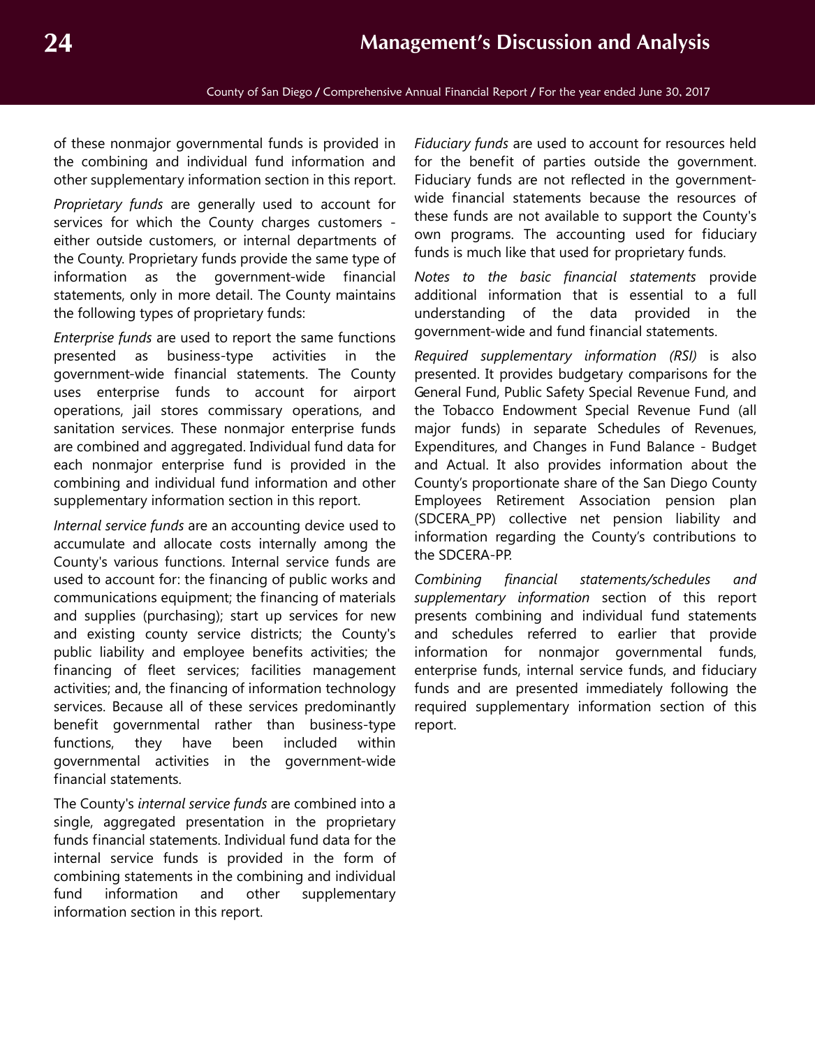of these nonmajor governmental funds is provided in the combining and individual fund information and other supplementary information section in this report.

*Proprietary funds* are generally used to account for services for which the County charges customers - either outside customers, or internal departments of the County. Proprietary funds provide the same type of information as the government-wide financial statements, only in more detail. The County maintains the following types of proprietary funds:

*Enterprise funds* are used to report the same functions presented as business-type activities in the government-wide financial statements. The County uses enterprise funds to account for airport operations, jail stores commissary operations, and sanitation services. These nonmajor enterprise funds are combined and aggregated. Individual fund data for each nonmajor enterprise fund is provided in the combining and individual fund information and other supplementary information section in this report.

*Internal service funds* are an accounting device used to accumulate and allocate costs internally among the County's various functions. Internal service funds are used to account for: the financing of public works and communications equipment; the financing of materials and supplies (purchasing); start up services for new and existing county service districts; the County's public liability and employee benefits activities; the financing of fleet services; facilities management activities; and, the financing of information technology services. Because all of these services predominantly benefit governmental rather than business-type functions, they have been included within governmental activities in the government-wide financial statements.

The County's *internal service funds* are combined into a single, aggregated presentation in the proprietary funds financial statements. Individual fund data for the internal service funds is provided in the form of combining statements in the combining and individual fund information and other supplementary information section in this report.

*Fiduciary funds* are used to account for resources held for the benefit of parties outside the government. Fiduciary funds are not reflected in the government-wide financial statements because the resources of these funds are not available to support the County's own programs. The accounting used for fiduciary funds is much like that used for proprietary funds.

*Notes to the basic financial statements* provide additional information that is essential to a full understanding of the data provided in the government-wide and fund financial statements.

*Required supplementary information (RSI)* is also presented. It provides budgetary comparisons for the General Fund, Public Safety Special Revenue Fund, and the Tobacco Endowment Special Revenue Fund (all major funds) in separate Schedules of Revenues, Expenditures, and Changes in Fund Balance - Budget and Actual. It also provides information about the County's proportionate share of the San Diego County Employees Retirement Association pension plan (SDCERA_PP) collective net pension liability and information regarding the County's contributions to the SDCERA-PP.

*Combining financial statements/schedules and supplementary information* section of this report presents combining and individual fund statements and schedules referred to earlier that provide information for nonmajor governmental funds, enterprise funds, internal service funds, and fiduciary funds and are presented immediately following the required supplementary information section of this report.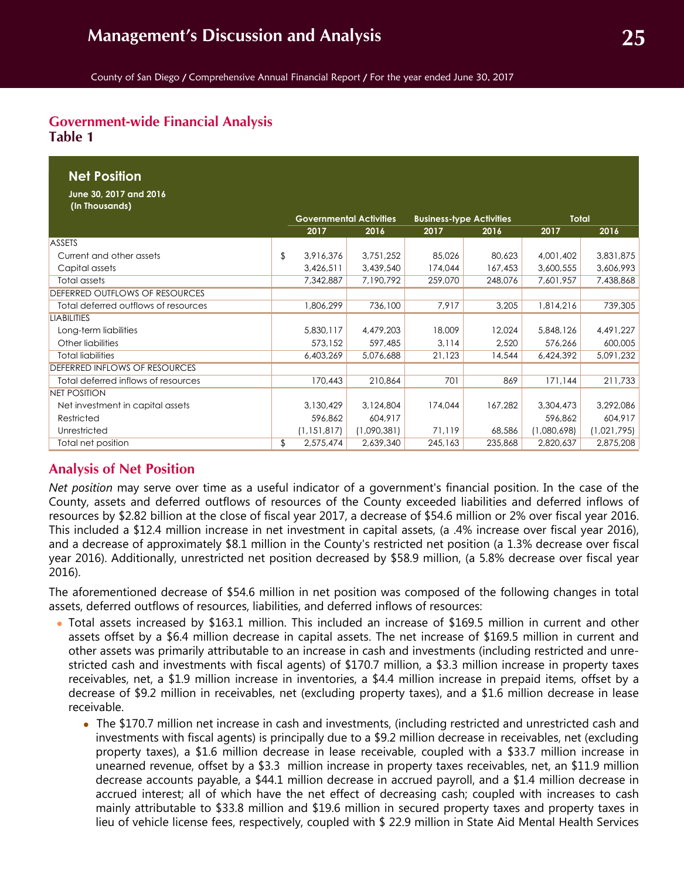## Government-wide Financial Analysis

### Table 1

**Net Position**

**June 30, 2017 and 2016**
**(In Thousands)**

| | Governmental Activities | | Business-type Activities | | Total | |
|---|---|---|---|---|---|---|
| | 2017 | 2016 | 2017 | 2016 | 2017 | 2016 |
| ASSETS | | | | | | |
| Current and other assets | $ 3,916,376 | 3,751,252 | 85,026 | 80,623 | 4,001,402 | 3,831,875 |
| Capital assets | 3,426,511 | 3,439,540 | 174,044 | 167,453 | 3,600,555 | 3,606,993 |
| Total assets | 7,342,887 | 7,190,792 | 259,070 | 248,076 | 7,601,957 | 7,438,868 |
| DEFERRED OUTFLOWS OF RESOURCES | | | | | | |
| Total deferred outflows of resources | 1,806,299 | 736,100 | 7,917 | 3,205 | 1,814,216 | 739,305 |
| LIABILITIES | | | | | | |
| Long-term liabilities | 5,830,117 | 4,479,203 | 18,009 | 12,024 | 5,848,126 | 4,491,227 |
| Other liabilities | 573,152 | 597,485 | 3,114 | 2,520 | 576,266 | 600,005 |
| Total liabilities | 6,403,269 | 5,076,688 | 21,123 | 14,544 | 6,424,392 | 5,091,232 |
| DEFERRED INFLOWS OF RESOURCES | | | | | | |
| Total deferred inflows of resources | 170,443 | 210,864 | 701 | 869 | 171,144 | 211,733 |
| NET POSITION | | | | | | |
| Net investment in capital assets | 3,130,429 | 3,124,804 | 174,044 | 167,282 | 3,304,473 | 3,292,086 |
| Restricted | 596,862 | 604,917 | | | 596,862 | 604,917 |
| Unrestricted | (1,151,817) | (1,090,381) | 71,119 | 68,586 | (1,080,698) | (1,021,795) |
| Total net position | $ 2,575,474 | 2,639,340 | 245,163 | 235,868 | 2,820,637 | 2,875,208 |

## Analysis of Net Position

*Net position* may serve over time as a useful indicator of a government's financial position. In the case of the County, assets and deferred outflows of resources of the County exceeded liabilities and deferred inflows of resources by $2.82 billion at the close of fiscal year 2017, a decrease of $54.6 million or 2% over fiscal year 2016. This included a $12.4 million increase in net investment in capital assets, (a .4% increase over fiscal year 2016), and a decrease of approximately $8.1 million in the County's restricted net position (a 1.3% decrease over fiscal year 2016). Additionally, unrestricted net position decreased by $58.9 million, (a 5.8% decrease over fiscal year 2016).

The aforementioned decrease of $54.6 million in net position was composed of the following changes in total assets, deferred outflows of resources, liabilities, and deferred inflows of resources:

- Total assets increased by $163.1 million. This included an increase of $169.5 million in current and other assets offset by a $6.4 million decrease in capital assets. The net increase of $169.5 million in current and other assets was primarily attributable to an increase in cash and investments (including restricted and unrestricted cash and investments with fiscal agents) of $170.7 million, a $3.3 million increase in property taxes receivables, net, a $1.9 million increase in inventories, a $4.4 million increase in prepaid items, offset by a decrease of $9.2 million in receivables, net (excluding property taxes), and a $1.6 million decrease in lease receivable.
  - The $170.7 million net increase in cash and investments, (including restricted and unrestricted cash and investments with fiscal agents) is principally due to a $9.2 million decrease in receivables, net (excluding property taxes), a $1.6 million decrease in lease receivable, coupled with a $33.7 million increase in unearned revenue, offset by a $3.3 million increase in property taxes receivables, net, an $11.9 million decrease accounts payable, a $44.1 million decrease in accrued payroll, and a $1.4 million decrease in accrued interest; all of which have the net effect of decreasing cash; coupled with increases to cash mainly attributable to $33.8 million and $19.6 million in secured property taxes and property taxes in lieu of vehicle license fees, respectively, coupled with $ 22.9 million in State Aid Mental Health Services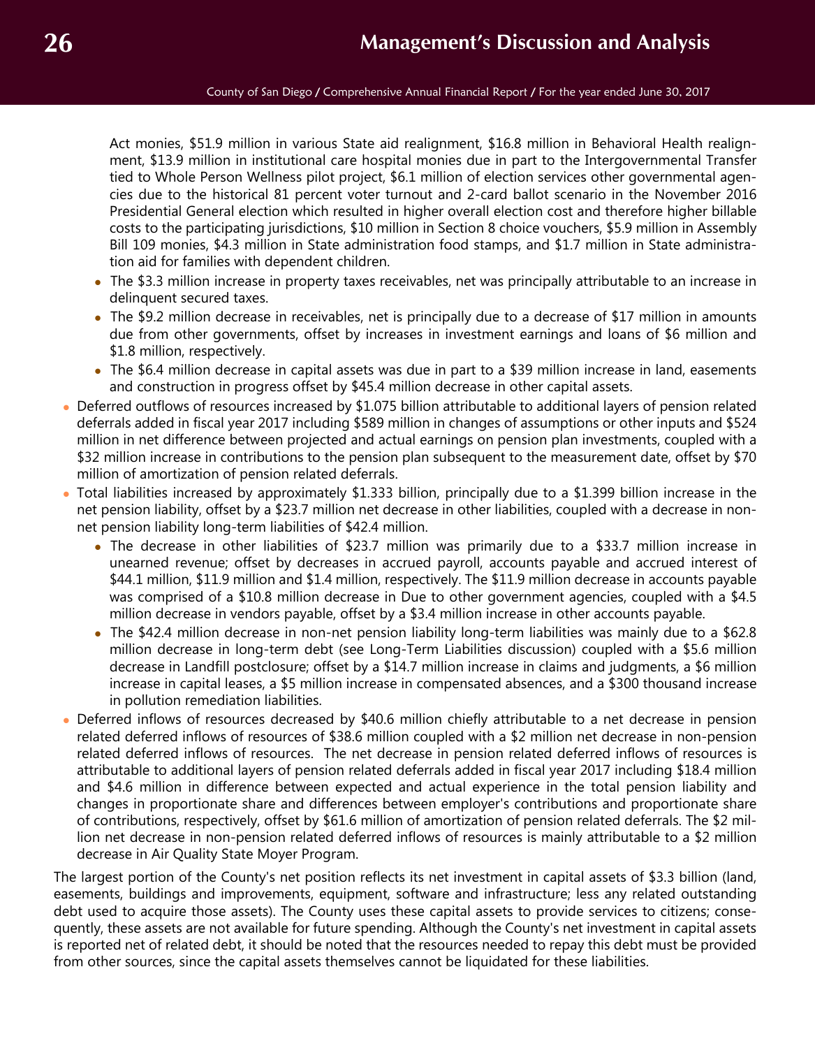Act monies, $51.9 million in various State aid realignment, $16.8 million in Behavioral Health realignment, $13.9 million in institutional care hospital monies due in part to the Intergovernmental Transfer tied to Whole Person Wellness pilot project, $6.1 million of election services other governmental agencies due to the historical 81 percent voter turnout and 2-card ballot scenario in the November 2016 Presidential General election which resulted in higher overall election cost and therefore higher billable costs to the participating jurisdictions, $10 million in Section 8 choice vouchers, $5.9 million in Assembly Bill 109 monies, $4.3 million in State administration food stamps, and $1.7 million in State administration aid for families with dependent children.

  - The $3.3 million increase in property taxes receivables, net was principally attributable to an increase in delinquent secured taxes.
  - The $9.2 million decrease in receivables, net is principally due to a decrease of $17 million in amounts due from other governments, offset by increases in investment earnings and loans of $6 million and $1.8 million, respectively.
  - The $6.4 million decrease in capital assets was due in part to a $39 million increase in land, easements and construction in progress offset by $45.4 million decrease in other capital assets.

- Deferred outflows of resources increased by $1.075 billion attributable to additional layers of pension related deferrals added in fiscal year 2017 including $589 million in changes of assumptions or other inputs and $524 million in net difference between projected and actual earnings on pension plan investments, coupled with a $32 million increase in contributions to the pension plan subsequent to the measurement date, offset by $70 million of amortization of pension related deferrals.
- Total liabilities increased by approximately $1.333 billion, principally due to a $1.399 billion increase in the net pension liability, offset by a $23.7 million net decrease in other liabilities, coupled with a decrease in non-net pension liability long-term liabilities of $42.4 million.
  - The decrease in other liabilities of $23.7 million was primarily due to a $33.7 million increase in unearned revenue; offset by decreases in accrued payroll, accounts payable and accrued interest of $44.1 million, $11.9 million and $1.4 million, respectively. The $11.9 million decrease in accounts payable was comprised of a $10.8 million decrease in Due to other government agencies, coupled with a $4.5 million decrease in vendors payable, offset by a $3.4 million increase in other accounts payable.
  - The $42.4 million decrease in non-net pension liability long-term liabilities was mainly due to a $62.8 million decrease in long-term debt (see Long-Term Liabilities discussion) coupled with a $5.6 million decrease in Landfill postclosure; offset by a $14.7 million increase in claims and judgments, a $6 million increase in capital leases, a $5 million increase in compensated absences, and a $300 thousand increase in pollution remediation liabilities.
- Deferred inflows of resources decreased by $40.6 million chiefly attributable to a net decrease in pension related deferred inflows of resources of $38.6 million coupled with a $2 million net decrease in non-pension related deferred inflows of resources. The net decrease in pension related deferred inflows of resources is attributable to additional layers of pension related deferrals added in fiscal year 2017 including $18.4 million and $4.6 million in difference between expected and actual experience in the total pension liability and changes in proportionate share and differences between employer's contributions and proportionate share of contributions, respectively, offset by $61.6 million of amortization of pension related deferrals. The $2 million net decrease in non-pension related deferred inflows of resources is mainly attributable to a $2 million decrease in Air Quality State Moyer Program.

The largest portion of the County's net position reflects its net investment in capital assets of $3.3 billion (land, easements, buildings and improvements, equipment, software and infrastructure; less any related outstanding debt used to acquire those assets). The County uses these capital assets to provide services to citizens; consequently, these assets are not available for future spending. Although the County's net investment in capital assets is reported net of related debt, it should be noted that the resources needed to repay this debt must be provided from other sources, since the capital assets themselves cannot be liquidated for these liabilities.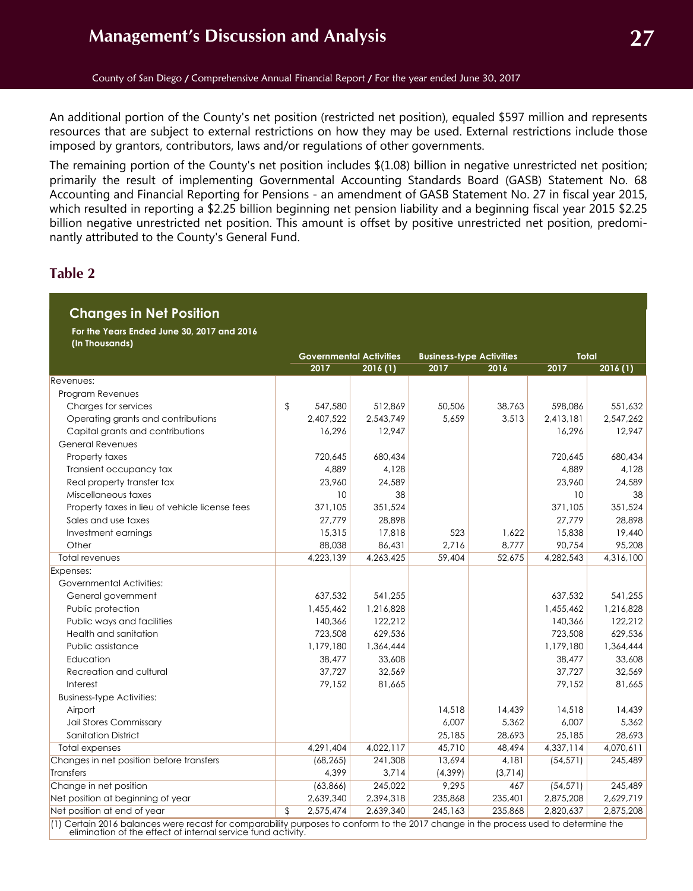An additional portion of the County's net position (restricted net position), equaled $597 million and represents resources that are subject to external restrictions on how they may be used. External restrictions include those imposed by grantors, contributors, laws and/or regulations of other governments.

The remaining portion of the County's net position includes $(1.08) billion in negative unrestricted net position; primarily the result of implementing Governmental Accounting Standards Board (GASB) Statement No. 68 Accounting and Financial Reporting for Pensions - an amendment of GASB Statement No. 27 in fiscal year 2015, which resulted in reporting a $2.25 billion beginning net pension liability and a beginning fiscal year 2015 $2.25 billion negative unrestricted net position. This amount is offset by positive unrestricted net position, predominantly attributed to the County's General Fund.

## Table 2

### Changes in Net Position

**For the Years Ended June 30, 2017 and 2016**
**(In Thousands)**

| | Governmental Activities | | Business-type Activities | | Total | |
|---|---|---|---|---|---|---|
| | 2017 | 2016 (1) | 2017 | 2016 | 2017 | 2016 (1) |
| Revenues: | | | | | | |
| Program Revenues | | | | | | |
| Charges for services | $ 547,580 | 512,869 | 50,506 | 38,763 | 598,086 | 551,632 |
| Operating grants and contributions | 2,407,522 | 2,543,749 | 5,659 | 3,513 | 2,413,181 | 2,547,262 |
| Capital grants and contributions | 16,296 | 12,947 | | | 16,296 | 12,947 |
| General Revenues | | | | | | |
| Property taxes | 720,645 | 680,434 | | | 720,645 | 680,434 |
| Transient occupancy tax | 4,889 | 4,128 | | | 4,889 | 4,128 |
| Real property transfer tax | 23,960 | 24,589 | | | 23,960 | 24,589 |
| Miscellaneous taxes | 10 | 38 | | | 10 | 38 |
| Property taxes in lieu of vehicle license fees | 371,105 | 351,524 | | | 371,105 | 351,524 |
| Sales and use taxes | 27,779 | 28,898 | | | 27,779 | 28,898 |
| Investment earnings | 15,315 | 17,818 | 523 | 1,622 | 15,838 | 19,440 |
| Other | 88,038 | 86,431 | 2,716 | 8,777 | 90,754 | 95,208 |
| Total revenues | 4,223,139 | 4,263,425 | 59,404 | 52,675 | 4,282,543 | 4,316,100 |
| Expenses: | | | | | | |
| Governmental Activities: | | | | | | |
| General government | 637,532 | 541,255 | | | 637,532 | 541,255 |
| Public protection | 1,455,462 | 1,216,828 | | | 1,455,462 | 1,216,828 |
| Public ways and facilities | 140,366 | 122,212 | | | 140,366 | 122,212 |
| Health and sanitation | 723,508 | 629,536 | | | 723,508 | 629,536 |
| Public assistance | 1,179,180 | 1,364,444 | | | 1,179,180 | 1,364,444 |
| Education | 38,477 | 33,608 | | | 38,477 | 33,608 |
| Recreation and cultural | 37,727 | 32,569 | | | 37,727 | 32,569 |
| Interest | 79,152 | 81,665 | | | 79,152 | 81,665 |
| Business-type Activities: | | | | | | |
| Airport | | | 14,518 | 14,439 | 14,518 | 14,439 |
| Jail Stores Commissary | | | 6,007 | 5,362 | 6,007 | 5,362 |
| Sanitation District | | | 25,185 | 28,693 | 25,185 | 28,693 |
| Total expenses | 4,291,404 | 4,022,117 | 45,710 | 48,494 | 4,337,114 | 4,070,611 |
| Changes in net position before transfers | (68,265) | 241,308 | 13,694 | 4,181 | (54,571) | 245,489 |
| Transfers | 4,399 | 3,714 | (4,399) | (3,714) | | |
| Change in net position | (63,866) | 245,022 | 9,295 | 467 | (54,571) | 245,489 |
| Net position at beginning of year | 2,639,340 | 2,394,318 | 235,868 | 235,401 | 2,875,208 | 2,629,719 |
| Net position at end of year | $ 2,575,474 | 2,639,340 | 245,163 | 235,868 | 2,820,637 | 2,875,208 |

(1) Certain 2016 balances were recast for comparability purposes to conform to the 2017 change in the process used to determine the elimination of the effect of internal service fund activity.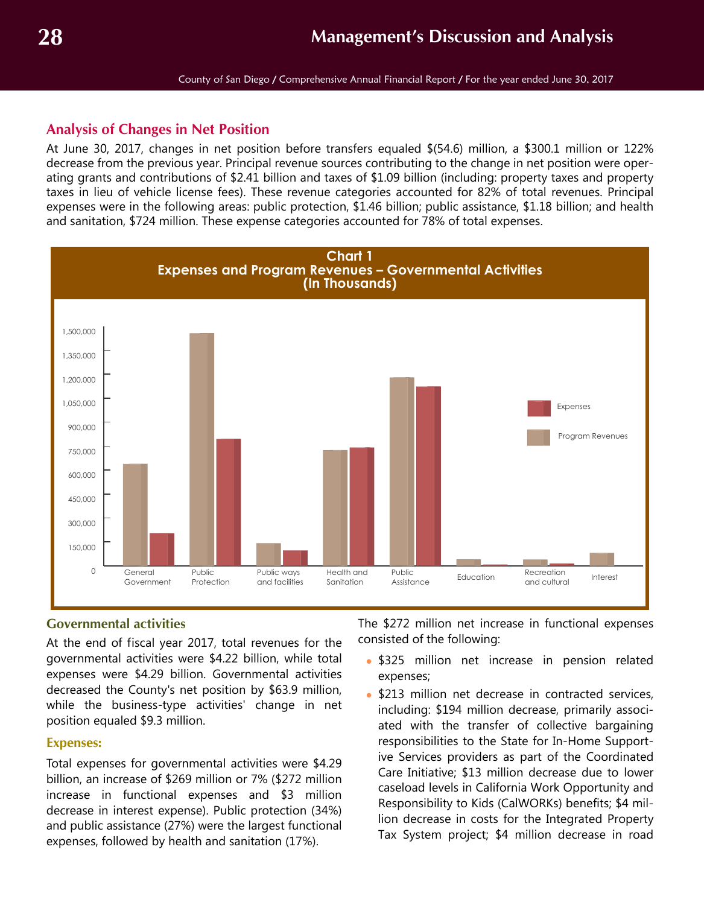## Analysis of Changes in Net Position

At June 30, 2017, changes in net position before transfers equaled $(54.6) million, a $300.1 million or 122% decrease from the previous year. Principal revenue sources contributing to the change in net position were operating grants and contributions of $2.41 billion and taxes of $1.09 billion (including: property taxes and property taxes in lieu of vehicle license fees). These revenue categories accounted for 82% of total revenues. Principal expenses were in the following areas: public protection, $1.46 billion; public assistance, $1.18 billion; and health and sanitation, $724 million. These expense categories accounted for 78% of total expenses.

**Chart 1**
**Expenses and Program Revenues – Governmental Activities**
**(In Thousands)**

### Governmental activities

At the end of fiscal year 2017, total revenues for the governmental activities were $4.22 billion, while total expenses were $4.29 billion. Governmental activities decreased the County's net position by $63.9 million, while the business-type activities' change in net position equaled $9.3 million.

### Expenses:

Total expenses for governmental activities were $4.29 billion, an increase of $269 million or 7% ($272 million increase in functional expenses and $3 million decrease in interest expense). Public protection (34%) and public assistance (27%) were the largest functional expenses, followed by health and sanitation (17%).

The $272 million net increase in functional expenses consisted of the following:

- $325 million net increase in pension related expenses;
- $213 million net decrease in contracted services, including: $194 million decrease, primarily associated with the transfer of collective bargaining responsibilities to the State for In-Home Supportive Services providers as part of the Coordinated Care Initiative; $13 million decrease due to lower caseload levels in California Work Opportunity and Responsibility to Kids (CalWORKs) benefits; $4 million decrease in costs for the Integrated Property Tax System project; $4 million decrease in road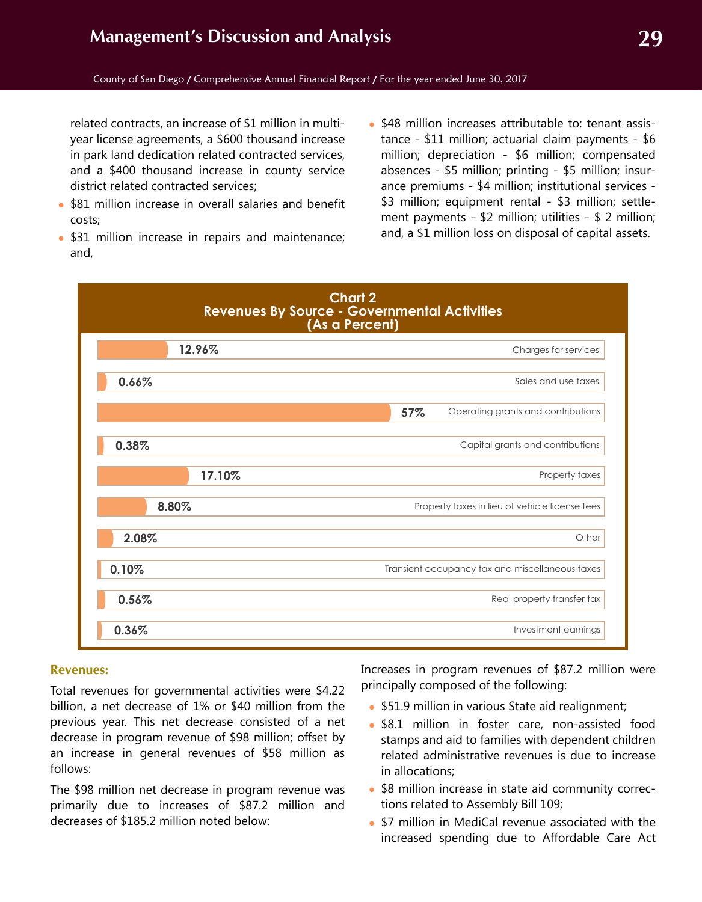related contracts, an increase of $1 million in multi-year license agreements, a $600 thousand increase in park land dedication related contracted services, and a $400 thousand increase in county service district related contracted services;

- $81 million increase in overall salaries and benefit costs;
- $31 million increase in repairs and maintenance; and,
- $48 million increases attributable to: tenant assistance - $11 million; actuarial claim payments - $6 million; depreciation - $6 million; compensated absences - $5 million; printing - $5 million; insurance premiums - $4 million; institutional services - $3 million; equipment rental - $3 million; settlement payments - $2 million; utilities - $ 2 million; and, a $1 million loss on disposal of capital assets.

**Chart 2**
**Revenues By Source - Governmental Activities**
**(As a Percent)**

12.96% Charges for services
0.66% Sales and use taxes
57% Operating grants and contributions
0.38% Capital grants and contributions
17.10% Property taxes
8.80% Property taxes in lieu of vehicle license fees
2.08% Other
0.10% Transient occupancy tax and miscellaneous taxes
0.56% Real property transfer tax
0.36% Investment earnings

### Revenues:

Total revenues for governmental activities were $4.22 billion, a net decrease of 1% or $40 million from the previous year. This net decrease consisted of a net decrease in program revenue of $98 million; offset by an increase in general revenues of $58 million as follows:

The $98 million net decrease in program revenue was primarily due to increases of $87.2 million and decreases of $185.2 million noted below:

Increases in program revenues of $87.2 million were principally composed of the following:

- $51.9 million in various State aid realignment;
- $8.1 million in foster care, non-assisted food stamps and aid to families with dependent children related administrative revenues is due to increase in allocations;
- $8 million increase in state aid community corrections related to Assembly Bill 109;
- $7 million in MediCal revenue associated with the increased spending due to Affordable Care Act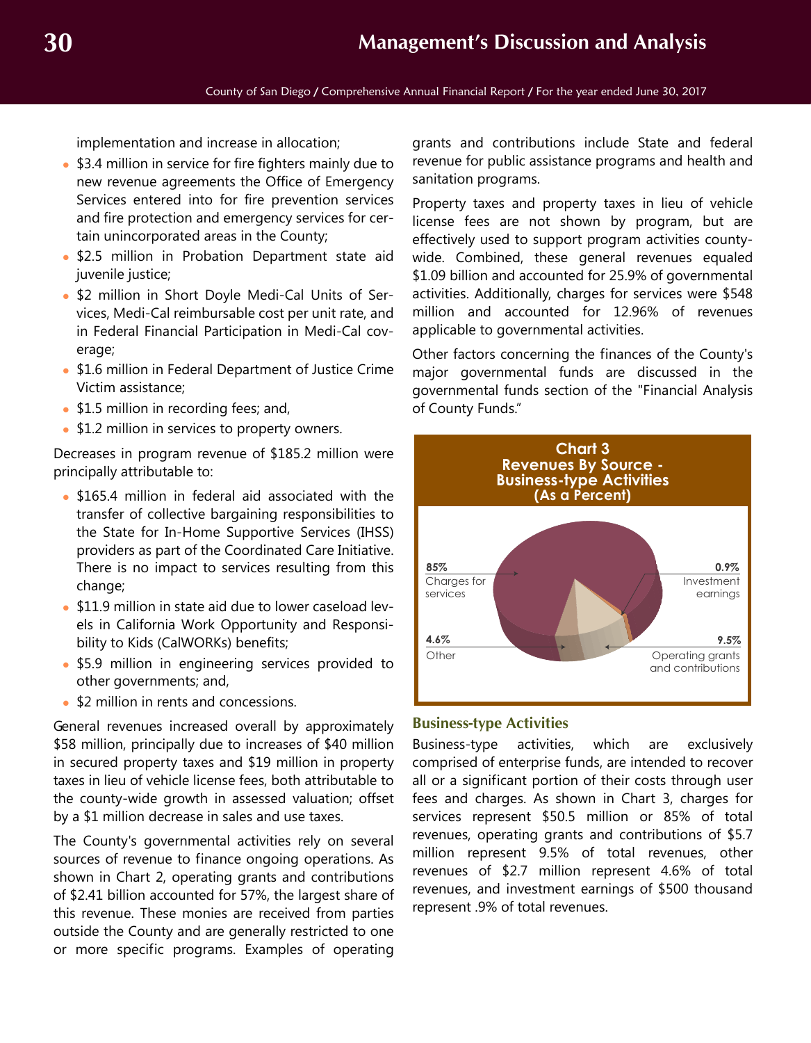implementation and increase in allocation;

- $3.4 million in service for fire fighters mainly due to new revenue agreements the Office of Emergency Services entered into for fire prevention services and fire protection and emergency services for certain unincorporated areas in the County;
- $2.5 million in Probation Department state aid juvenile justice;
- $2 million in Short Doyle Medi-Cal Units of Services, Medi-Cal reimbursable cost per unit rate, and in Federal Financial Participation in Medi-Cal coverage;
- $1.6 million in Federal Department of Justice Crime Victim assistance;
- $1.5 million in recording fees; and,
- $1.2 million in services to property owners.

Decreases in program revenue of $185.2 million were principally attributable to:

- $165.4 million in federal aid associated with the transfer of collective bargaining responsibilities to the State for In-Home Supportive Services (IHSS) providers as part of the Coordinated Care Initiative. There is no impact to services resulting from this change;
- $11.9 million in state aid due to lower caseload levels in California Work Opportunity and Responsibility to Kids (CalWORKs) benefits;
- $5.9 million in engineering services provided to other governments; and,
- $2 million in rents and concessions.

General revenues increased overall by approximately $58 million, principally due to increases of $40 million in secured property taxes and $19 million in property taxes in lieu of vehicle license fees, both attributable to the county-wide growth in assessed valuation; offset by a $1 million decrease in sales and use taxes.

The County's governmental activities rely on several sources of revenue to finance ongoing operations. As shown in Chart 2, operating grants and contributions of $2.41 billion accounted for 57%, the largest share of this revenue. These monies are received from parties outside the County and are generally restricted to one or more specific programs. Examples of operating grants and contributions include State and federal revenue for public assistance programs and health and sanitation programs.

Property taxes and property taxes in lieu of vehicle license fees are not shown by program, but are effectively used to support program activities county-wide. Combined, these general revenues equaled $1.09 billion and accounted for 25.9% of governmental activities. Additionally, charges for services were $548 million and accounted for 12.96% of revenues applicable to governmental activities.

Other factors concerning the finances of the County's major governmental funds are discussed in the governmental funds section of the "Financial Analysis of County Funds."

**Chart 3**
**Revenues By Source - Business-type Activities**
**(As a Percent)**

85%
Charges for services

0.9%
Investment earnings

4.6%
Other

9.5%
Operating grants and contributions

## Business-type Activities

Business-type activities, which are exclusively comprised of enterprise funds, are intended to recover all or a significant portion of their costs through user fees and charges. As shown in Chart 3, charges for services represent $50.5 million or 85% of total revenues, operating grants and contributions of $5.7 million represent 9.5% of total revenues, other revenues of $2.7 million represent 4.6% of total revenues, and investment earnings of $500 thousand represent .9% of total revenues.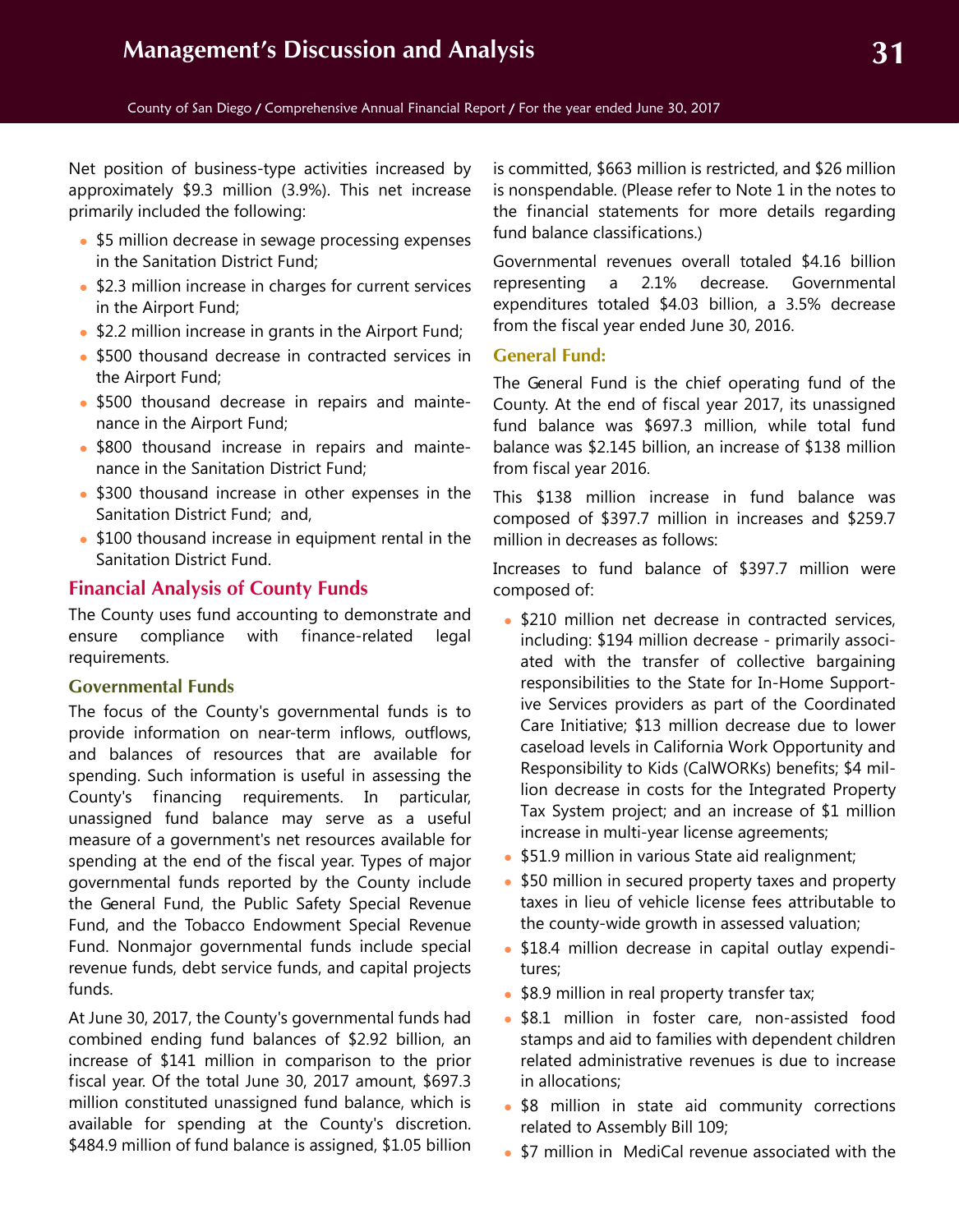Net position of business-type activities increased by approximately $9.3 million (3.9%). This net increase primarily included the following:

- $5 million decrease in sewage processing expenses in the Sanitation District Fund;
- $2.3 million increase in charges for current services in the Airport Fund;
- $2.2 million increase in grants in the Airport Fund;
- $500 thousand decrease in contracted services in the Airport Fund;
- $500 thousand decrease in repairs and maintenance in the Airport Fund;
- $800 thousand increase in repairs and maintenance in the Sanitation District Fund;
- $300 thousand increase in other expenses in the Sanitation District Fund; and,
- $100 thousand increase in equipment rental in the Sanitation District Fund.

## Financial Analysis of County Funds

The County uses fund accounting to demonstrate and ensure compliance with finance-related legal requirements.

### Governmental Funds

The focus of the County's governmental funds is to provide information on near-term inflows, outflows, and balances of resources that are available for spending. Such information is useful in assessing the County's financing requirements. In particular, unassigned fund balance may serve as a useful measure of a government's net resources available for spending at the end of the fiscal year. Types of major governmental funds reported by the County include the General Fund, the Public Safety Special Revenue Fund, and the Tobacco Endowment Special Revenue Fund. Nonmajor governmental funds include special revenue funds, debt service funds, and capital projects funds.

At June 30, 2017, the County's governmental funds had combined ending fund balances of $2.92 billion, an increase of $141 million in comparison to the prior fiscal year. Of the total June 30, 2017 amount, $697.3 million constituted unassigned fund balance, which is available for spending at the County's discretion. $484.9 million of fund balance is assigned, $1.05 billion is committed, $663 million is restricted, and $26 million is nonspendable. (Please refer to Note 1 in the notes to the financial statements for more details regarding fund balance classifications.)

Governmental revenues overall totaled $4.16 billion representing a 2.1% decrease. Governmental expenditures totaled $4.03 billion, a 3.5% decrease from the fiscal year ended June 30, 2016.

### General Fund:

The General Fund is the chief operating fund of the County. At the end of fiscal year 2017, its unassigned fund balance was $697.3 million, while total fund balance was $2.145 billion, an increase of $138 million from fiscal year 2016.

This $138 million increase in fund balance was composed of $397.7 million in increases and $259.7 million in decreases as follows:

Increases to fund balance of $397.7 million were composed of:

- $210 million net decrease in contracted services, including: $194 million decrease - primarily associated with the transfer of collective bargaining responsibilities to the State for In-Home Supportive Services providers as part of the Coordinated Care Initiative; $13 million decrease due to lower caseload levels in California Work Opportunity and Responsibility to Kids (CalWORKs) benefits; $4 million decrease in costs for the Integrated Property Tax System project; and an increase of $1 million increase in multi-year license agreements;
- $51.9 million in various State aid realignment;
- $50 million in secured property taxes and property taxes in lieu of vehicle license fees attributable to the county-wide growth in assessed valuation;
- $18.4 million decrease in capital outlay expenditures;
- $8.9 million in real property transfer tax;
- $8.1 million in foster care, non-assisted food stamps and aid to families with dependent children related administrative revenues is due to increase in allocations;
- $8 million in state aid community corrections related to Assembly Bill 109;
- $7 million in MediCal revenue associated with the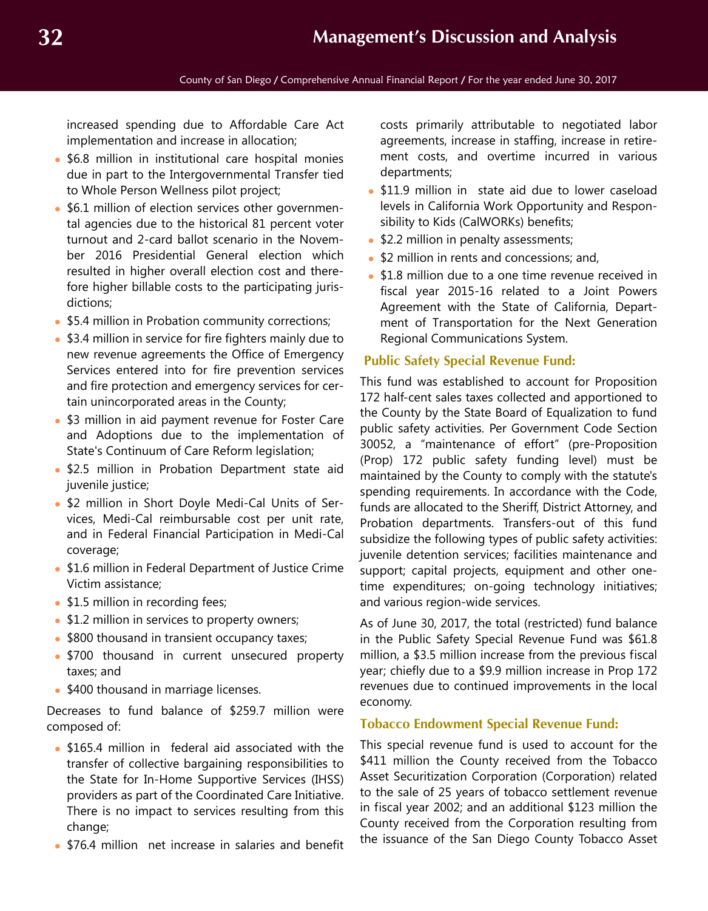increased spending due to Affordable Care Act implementation and increase in allocation;

- $6.8 million in institutional care hospital monies due in part to the Intergovernmental Transfer tied to Whole Person Wellness pilot project;
- $6.1 million of election services other governmental agencies due to the historical 81 percent voter turnout and 2-card ballot scenario in the November 2016 Presidential General election which resulted in higher overall election cost and therefore higher billable costs to the participating jurisdictions;
- $5.4 million in Probation community corrections;
- $3.4 million in service for fire fighters mainly due to new revenue agreements the Office of Emergency Services entered into for fire prevention services and fire protection and emergency services for certain unincorporated areas in the County;
- $3 million in aid payment revenue for Foster Care and Adoptions due to the implementation of State's Continuum of Care Reform legislation;
- $2.5 million in Probation Department state aid juvenile justice;
- $2 million in Short Doyle Medi-Cal Units of Services, Medi-Cal reimbursable cost per unit rate, and in Federal Financial Participation in Medi-Cal coverage;
- $1.6 million in Federal Department of Justice Crime Victim assistance;
- $1.5 million in recording fees;
- $1.2 million in services to property owners;
- $800 thousand in transient occupancy taxes;
- $700 thousand in current unsecured property taxes; and
- $400 thousand in marriage licenses.

Decreases to fund balance of $259.7 million were composed of:

- $165.4 million in federal aid associated with the transfer of collective bargaining responsibilities to the State for In-Home Supportive Services (IHSS) providers as part of the Coordinated Care Initiative. There is no impact to services resulting from this change;
- $76.4 million net increase in salaries and benefit costs primarily attributable to negotiated labor agreements, increase in staffing, increase in retirement costs, and overtime incurred in various departments;
- $11.9 million in state aid due to lower caseload levels in California Work Opportunity and Responsibility to Kids (CalWORKs) benefits;
- $2.2 million in penalty assessments;
- $2 million in rents and concessions; and,
- $1.8 million due to a one time revenue received in fiscal year 2015-16 related to a Joint Powers Agreement with the State of California, Department of Transportation for the Next Generation Regional Communications System.

### Public Safety Special Revenue Fund:

This fund was established to account for Proposition 172 half-cent sales taxes collected and apportioned to the County by the State Board of Equalization to fund public safety activities. Per Government Code Section 30052, a "maintenance of effort" (pre-Proposition (Prop) 172 public safety funding level) must be maintained by the County to comply with the statute's spending requirements. In accordance with the Code, funds are allocated to the Sheriff, District Attorney, and Probation departments. Transfers-out of this fund subsidize the following types of public safety activities: juvenile detention services; facilities maintenance and support; capital projects, equipment and other one-time expenditures; on-going technology initiatives; and various region-wide services.

As of June 30, 2017, the total (restricted) fund balance in the Public Safety Special Revenue Fund was $61.8 million, a $3.5 million increase from the previous fiscal year; chiefly due to a $9.9 million increase in Prop 172 revenues due to continued improvements in the local economy.

### Tobacco Endowment Special Revenue Fund:

This special revenue fund is used to account for the $411 million the County received from the Tobacco Asset Securitization Corporation (Corporation) related to the sale of 25 years of tobacco settlement revenue in fiscal year 2002; and an additional $123 million the County received from the Corporation resulting from the issuance of the San Diego County Tobacco Asset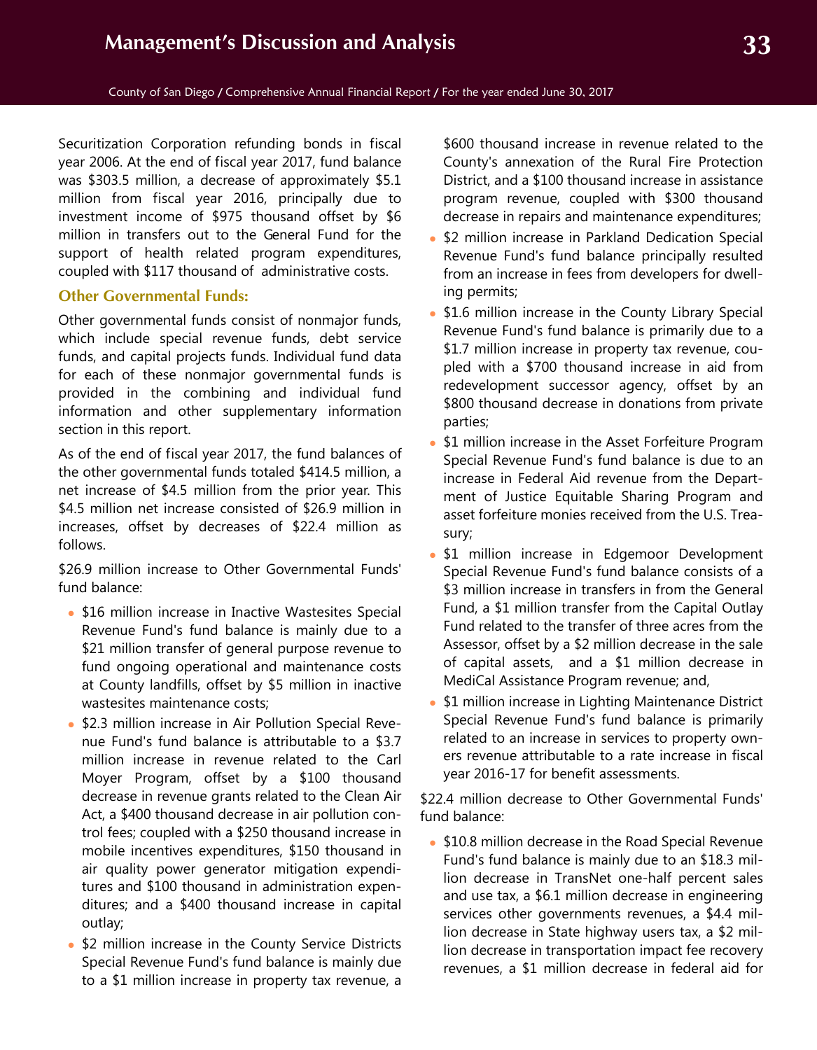Securitization Corporation refunding bonds in fiscal year 2006. At the end of fiscal year 2017, fund balance was $303.5 million, a decrease of approximately $5.1 million from fiscal year 2016, principally due to investment income of $975 thousand offset by $6 million in transfers out to the General Fund for the support of health related program expenditures, coupled with $117 thousand of administrative costs.

### Other Governmental Funds:

Other governmental funds consist of nonmajor funds, which include special revenue funds, debt service funds, and capital projects funds. Individual fund data for each of these nonmajor governmental funds is provided in the combining and individual fund information and other supplementary information section in this report.

As of the end of fiscal year 2017, the fund balances of the other governmental funds totaled $414.5 million, a net increase of $4.5 million from the prior year. This $4.5 million net increase consisted of $26.9 million in increases, offset by decreases of $22.4 million as follows.

$26.9 million increase to Other Governmental Funds' fund balance:

- $16 million increase in Inactive Wastesites Special Revenue Fund's fund balance is mainly due to a $21 million transfer of general purpose revenue to fund ongoing operational and maintenance costs at County landfills, offset by $5 million in inactive wastesites maintenance costs;
- $2.3 million increase in Air Pollution Special Revenue Fund's fund balance is attributable to a $3.7 million increase in revenue related to the Carl Moyer Program, offset by a $100 thousand decrease in revenue grants related to the Clean Air Act, a $400 thousand decrease in air pollution control fees; coupled with a $250 thousand increase in mobile incentives expenditures, $150 thousand in air quality power generator mitigation expenditures and $100 thousand in administration expenditures; and a $400 thousand increase in capital outlay;
- $2 million increase in the County Service Districts Special Revenue Fund's fund balance is mainly due to a $1 million increase in property tax revenue, a $600 thousand increase in revenue related to the County's annexation of the Rural Fire Protection District, and a $100 thousand increase in assistance program revenue, coupled with $300 thousand decrease in repairs and maintenance expenditures;
- $2 million increase in Parkland Dedication Special Revenue Fund's fund balance principally resulted from an increase in fees from developers for dwelling permits;
- $1.6 million increase in the County Library Special Revenue Fund's fund balance is primarily due to a $1.7 million increase in property tax revenue, coupled with a $700 thousand increase in aid from redevelopment successor agency, offset by an $800 thousand decrease in donations from private parties;
- $1 million increase in the Asset Forfeiture Program Special Revenue Fund's fund balance is due to an increase in Federal Aid revenue from the Department of Justice Equitable Sharing Program and asset forfeiture monies received from the U.S. Treasury;
- $1 million increase in Edgemoor Development Special Revenue Fund's fund balance consists of a $3 million increase in transfers in from the General Fund, a $1 million transfer from the Capital Outlay Fund related to the transfer of three acres from the Assessor, offset by a $2 million decrease in the sale of capital assets, and a $1 million decrease in MediCal Assistance Program revenue; and,
- $1 million increase in Lighting Maintenance District Special Revenue Fund's fund balance is primarily related to an increase in services to property owners revenue attributable to a rate increase in fiscal year 2016-17 for benefit assessments.

$22.4 million decrease to Other Governmental Funds' fund balance:

- $10.8 million decrease in the Road Special Revenue Fund's fund balance is mainly due to an $18.3 million decrease in TransNet one-half percent sales and use tax, a $6.1 million decrease in engineering services other governments revenues, a $4.4 million decrease in State highway users tax, a $2 million decrease in transportation impact fee recovery revenues, a $1 million decrease in federal aid for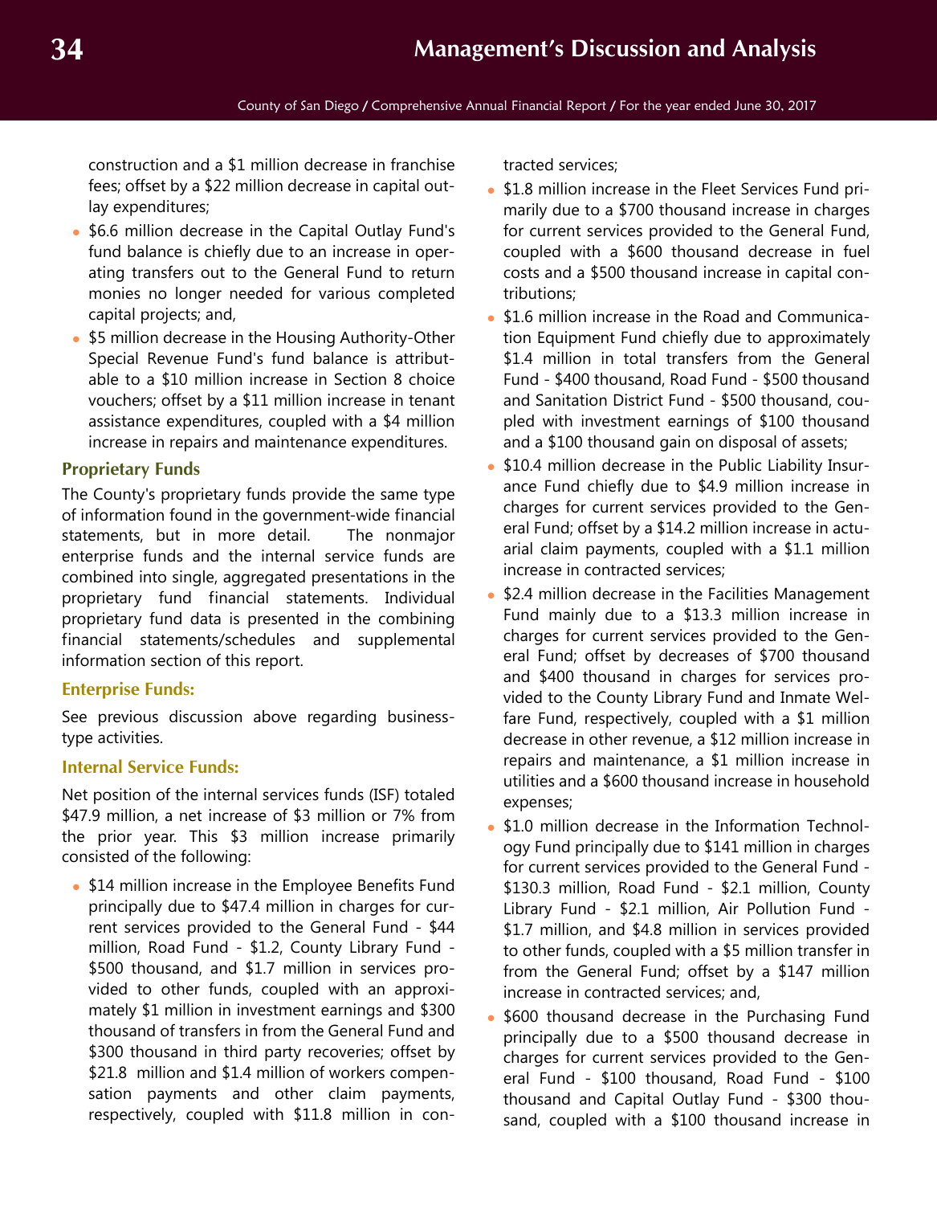construction and a $1 million decrease in franchise fees; offset by a $22 million decrease in capital outlay expenditures;

- $6.6 million decrease in the Capital Outlay Fund's fund balance is chiefly due to an increase in operating transfers out to the General Fund to return monies no longer needed for various completed capital projects; and,
- $5 million decrease in the Housing Authority-Other Special Revenue Fund's fund balance is attributable to a $10 million increase in Section 8 choice vouchers; offset by a $11 million increase in tenant assistance expenditures, coupled with a $4 million increase in repairs and maintenance expenditures.

### Proprietary Funds

The County's proprietary funds provide the same type of information found in the government-wide financial statements, but in more detail. The nonmajor enterprise funds and the internal service funds are combined into single, aggregated presentations in the proprietary fund financial statements. Individual proprietary fund data is presented in the combining financial statements/schedules and supplemental information section of this report.

#### Enterprise Funds:

See previous discussion above regarding business-type activities.

#### Internal Service Funds:

Net position of the internal services funds (ISF) totaled $47.9 million, a net increase of $3 million or 7% from the prior year. This $3 million increase primarily consisted of the following:

- $14 million increase in the Employee Benefits Fund principally due to $47.4 million in charges for current services provided to the General Fund - $44 million, Road Fund - $1.2, County Library Fund - $500 thousand, and $1.7 million in services provided to other funds, coupled with an approximately $1 million in investment earnings and $300 thousand of transfers in from the General Fund and $300 thousand in third party recoveries; offset by $21.8 million and $1.4 million of workers compensation payments and other claim payments, respectively, coupled with $11.8 million in contracted services;
- $1.8 million increase in the Fleet Services Fund primarily due to a $700 thousand increase in charges for current services provided to the General Fund, coupled with a $600 thousand decrease in fuel costs and a $500 thousand increase in capital contributions;
- $1.6 million increase in the Road and Communication Equipment Fund chiefly due to approximately $1.4 million in total transfers from the General Fund - $400 thousand, Road Fund - $500 thousand and Sanitation District Fund - $500 thousand, coupled with investment earnings of $100 thousand and a $100 thousand gain on disposal of assets;
- $10.4 million decrease in the Public Liability Insurance Fund chiefly due to $4.9 million increase in charges for current services provided to the General Fund; offset by a $14.2 million increase in actuarial claim payments, coupled with a $1.1 million increase in contracted services;
- $2.4 million decrease in the Facilities Management Fund mainly due to a $13.3 million increase in charges for current services provided to the General Fund; offset by decreases of $700 thousand and $400 thousand in charges for services provided to the County Library Fund and Inmate Welfare Fund, respectively, coupled with a $1 million decrease in other revenue, a $12 million increase in repairs and maintenance, a $1 million increase in utilities and a $600 thousand increase in household expenses;
- $1.0 million decrease in the Information Technology Fund principally due to $141 million in charges for current services provided to the General Fund - $130.3 million, Road Fund - $2.1 million, County Library Fund - $2.1 million, Air Pollution Fund - $1.7 million, and $4.8 million in services provided to other funds, coupled with a $5 million transfer in from the General Fund; offset by a $147 million increase in contracted services; and,
- $600 thousand decrease in the Purchasing Fund principally due to a $500 thousand decrease in charges for current services provided to the General Fund - $100 thousand, Road Fund - $100 thousand and Capital Outlay Fund - $300 thousand, coupled with a $100 thousand increase in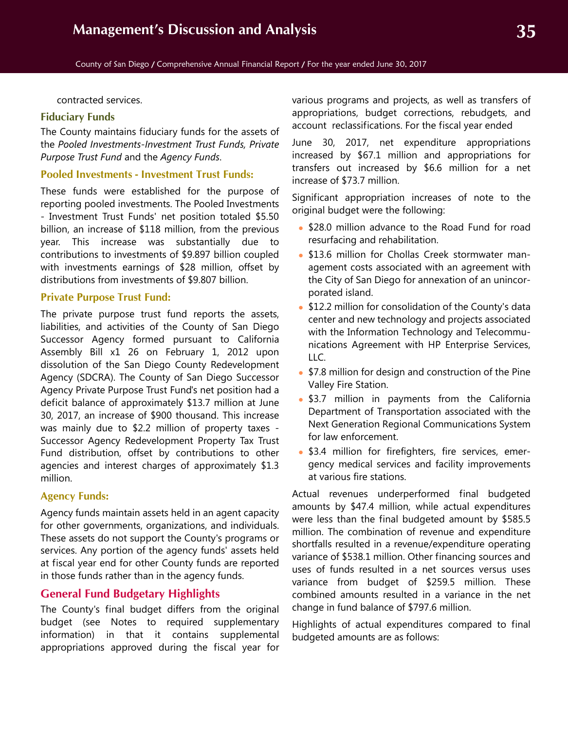contracted services.

### Fiduciary Funds

The County maintains fiduciary funds for the assets of the *Pooled Investments-Investment Trust Funds, Private Purpose Trust Fund* and the *Agency Funds*.

#### Pooled Investments - Investment Trust Funds:

These funds were established for the purpose of reporting pooled investments. The Pooled Investments - Investment Trust Funds' net position totaled $5.50 billion, an increase of $118 million, from the previous year. This increase was substantially due to contributions to investments of $9.897 billion coupled with investments earnings of $28 million, offset by distributions from investments of $9.807 billion.

#### Private Purpose Trust Fund:

The private purpose trust fund reports the assets, liabilities, and activities of the County of San Diego Successor Agency formed pursuant to California Assembly Bill x1 26 on February 1, 2012 upon dissolution of the San Diego County Redevelopment Agency (SDCRA). The County of San Diego Successor Agency Private Purpose Trust Fund's net position had a deficit balance of approximately $13.7 million at June 30, 2017, an increase of $900 thousand. This increase was mainly due to $2.2 million of property taxes - Successor Agency Redevelopment Property Tax Trust Fund distribution, offset by contributions to other agencies and interest charges of approximately $1.3 million.

#### Agency Funds:

Agency funds maintain assets held in an agent capacity for other governments, organizations, and individuals. These assets do not support the County's programs or services. Any portion of the agency funds' assets held at fiscal year end for other County funds are reported in those funds rather than in the agency funds.

## General Fund Budgetary Highlights

The County's final budget differs from the original budget (see Notes to required supplementary information) in that it contains supplemental appropriations approved during the fiscal year for various programs and projects, as well as transfers of appropriations, budget corrections, rebudgets, and account reclassifications. For the fiscal year ended June 30, 2017, net expenditure appropriations increased by $67.1 million and appropriations for transfers out increased by $6.6 million for a net increase of $73.7 million.

Significant appropriation increases of note to the original budget were the following:

- $28.0 million advance to the Road Fund for road resurfacing and rehabilitation.
- $13.6 million for Chollas Creek stormwater management costs associated with an agreement with the City of San Diego for annexation of an unincorporated island.
- $12.2 million for consolidation of the County's data center and new technology and projects associated with the Information Technology and Telecommunications Agreement with HP Enterprise Services, LLC.
- $7.8 million for design and construction of the Pine Valley Fire Station.
- $3.7 million in payments from the California Department of Transportation associated with the Next Generation Regional Communications System for law enforcement.
- $3.4 million for firefighters, fire services, emergency medical services and facility improvements at various fire stations.

Actual revenues underperformed final budgeted amounts by $47.4 million, while actual expenditures were less than the final budgeted amount by $585.5 million. The combination of revenue and expenditure shortfalls resulted in a revenue/expenditure operating variance of $538.1 million. Other financing sources and uses of funds resulted in a net sources versus uses variance from budget of $259.5 million. These combined amounts resulted in a variance in the net change in fund balance of $797.6 million.

Highlights of actual expenditures compared to final budgeted amounts are as follows: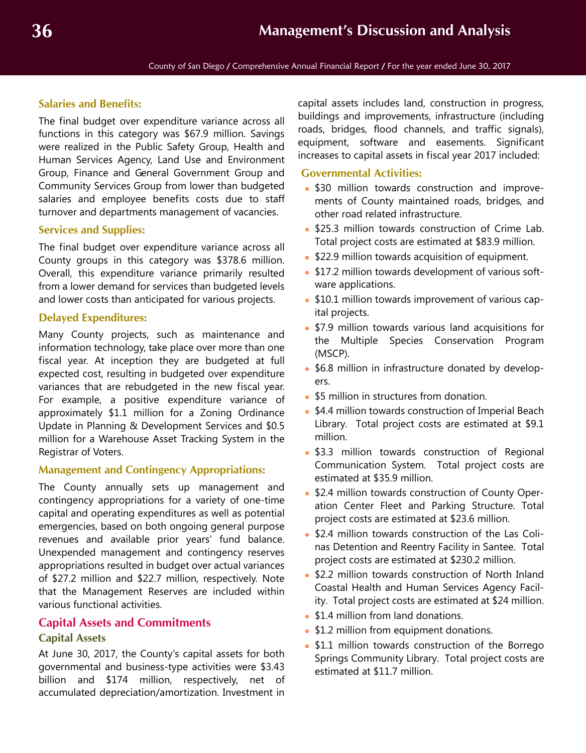### Salaries and Benefits:

The final budget over expenditure variance across all functions in this category was $67.9 million. Savings were realized in the Public Safety Group, Health and Human Services Agency, Land Use and Environment Group, Finance and General Government Group and Community Services Group from lower than budgeted salaries and employee benefits costs due to staff turnover and departments management of vacancies.

### Services and Supplies:

The final budget over expenditure variance across all County groups in this category was $378.6 million. Overall, this expenditure variance primarily resulted from a lower demand for services than budgeted levels and lower costs than anticipated for various projects.

### Delayed Expenditures:

Many County projects, such as maintenance and information technology, take place over more than one fiscal year. At inception they are budgeted at full expected cost, resulting in budgeted over expenditure variances that are rebudgeted in the new fiscal year. For example, a positive expenditure variance of approximately $1.1 million for a Zoning Ordinance Update in Planning & Development Services and $0.5 million for a Warehouse Asset Tracking System in the Registrar of Voters.

### Management and Contingency Appropriations:

The County annually sets up management and contingency appropriations for a variety of one-time capital and operating expenditures as well as potential emergencies, based on both ongoing general purpose revenues and available prior years' fund balance. Unexpended management and contingency reserves appropriations resulted in budget over actual variances of $27.2 million and $22.7 million, respectively. Note that the Management Reserves are included within various functional activities.

## Capital Assets and Commitments

### Capital Assets

At June 30, 2017, the County's capital assets for both governmental and business-type activities were $3.43 billion and $174 million, respectively, net of accumulated depreciation/amortization. Investment in capital assets includes land, construction in progress, buildings and improvements, infrastructure (including roads, bridges, flood channels, and traffic signals), equipment, software and easements. Significant increases to capital assets in fiscal year 2017 included:

### Governmental Activities:

- $30 million towards construction and improvements of County maintained roads, bridges, and other road related infrastructure.
- $25.3 million towards construction of Crime Lab. Total project costs are estimated at $83.9 million.
- $22.9 million towards acquisition of equipment.
- $17.2 million towards development of various software applications.
- $10.1 million towards improvement of various capital projects.
- $7.9 million towards various land acquisitions for the Multiple Species Conservation Program (MSCP).
- $6.8 million in infrastructure donated by developers.
- $5 million in structures from donation.
- $4.4 million towards construction of Imperial Beach Library. Total project costs are estimated at $9.1 million.
- $3.3 million towards construction of Regional Communication System. Total project costs are estimated at $35.9 million.
- $2.4 million towards construction of County Operation Center Fleet and Parking Structure. Total project costs are estimated at $23.6 million.
- $2.4 million towards construction of the Las Colinas Detention and Reentry Facility in Santee. Total project costs are estimated at $230.2 million.
- $2.2 million towards construction of North Inland Coastal Health and Human Services Agency Facility. Total project costs are estimated at $24 million.
- $1.4 million from land donations.
- $1.2 million from equipment donations.
- $1.1 million towards construction of the Borrego Springs Community Library. Total project costs are estimated at $11.7 million.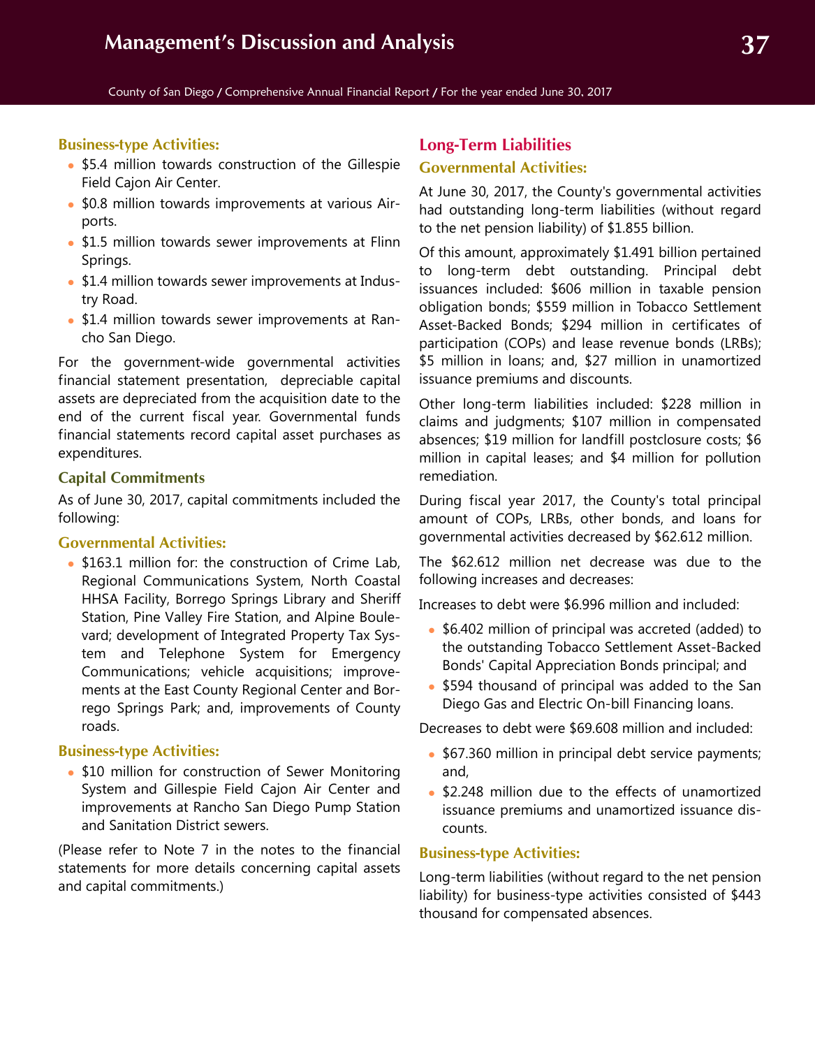### Business-type Activities:

- $5.4 million towards construction of the Gillespie Field Cajon Air Center.
- $0.8 million towards improvements at various Airports.
- $1.5 million towards sewer improvements at Flinn Springs.
- $1.4 million towards sewer improvements at Industry Road.
- $1.4 million towards sewer improvements at Rancho San Diego.

For the government-wide governmental activities financial statement presentation, depreciable capital assets are depreciated from the acquisition date to the end of the current fiscal year. Governmental funds financial statements record capital asset purchases as expenditures.

### Capital Commitments

As of June 30, 2017, capital commitments included the following:

#### Governmental Activities:

- $163.1 million for: the construction of Crime Lab, Regional Communications System, North Coastal HHSA Facility, Borrego Springs Library and Sheriff Station, Pine Valley Fire Station, and Alpine Boulevard; development of Integrated Property Tax System and Telephone System for Emergency Communications; vehicle acquisitions; improvements at the East County Regional Center and Borrego Springs Park; and, improvements of County roads.

#### Business-type Activities:

- $10 million for construction of Sewer Monitoring System and Gillespie Field Cajon Air Center and improvements at Rancho San Diego Pump Station and Sanitation District sewers.

(Please refer to Note 7 in the notes to the financial statements for more details concerning capital assets and capital commitments.)

## Long-Term Liabilities

### Governmental Activities:

At June 30, 2017, the County's governmental activities had outstanding long-term liabilities (without regard to the net pension liability) of $1.855 billion.

Of this amount, approximately $1.491 billion pertained to long-term debt outstanding. Principal debt issuances included: $606 million in taxable pension obligation bonds; $559 million in Tobacco Settlement Asset-Backed Bonds; $294 million in certificates of participation (COPs) and lease revenue bonds (LRBs); $5 million in loans; and, $27 million in unamortized issuance premiums and discounts.

Other long-term liabilities included: $228 million in claims and judgments; $107 million in compensated absences; $19 million for landfill postclosure costs; $6 million in capital leases; and $4 million for pollution remediation.

During fiscal year 2017, the County's total principal amount of COPs, LRBs, other bonds, and loans for governmental activities decreased by $62.612 million.

The $62.612 million net decrease was due to the following increases and decreases:

Increases to debt were $6.996 million and included:

- $6.402 million of principal was accreted (added) to the outstanding Tobacco Settlement Asset-Backed Bonds' Capital Appreciation Bonds principal; and
- $594 thousand of principal was added to the San Diego Gas and Electric On-bill Financing loans.

Decreases to debt were $69.608 million and included:

- $67.360 million in principal debt service payments; and,
- $2.248 million due to the effects of unamortized issuance premiums and unamortized issuance discounts.

### Business-type Activities:

Long-term liabilities (without regard to the net pension liability) for business-type activities consisted of $443 thousand for compensated absences.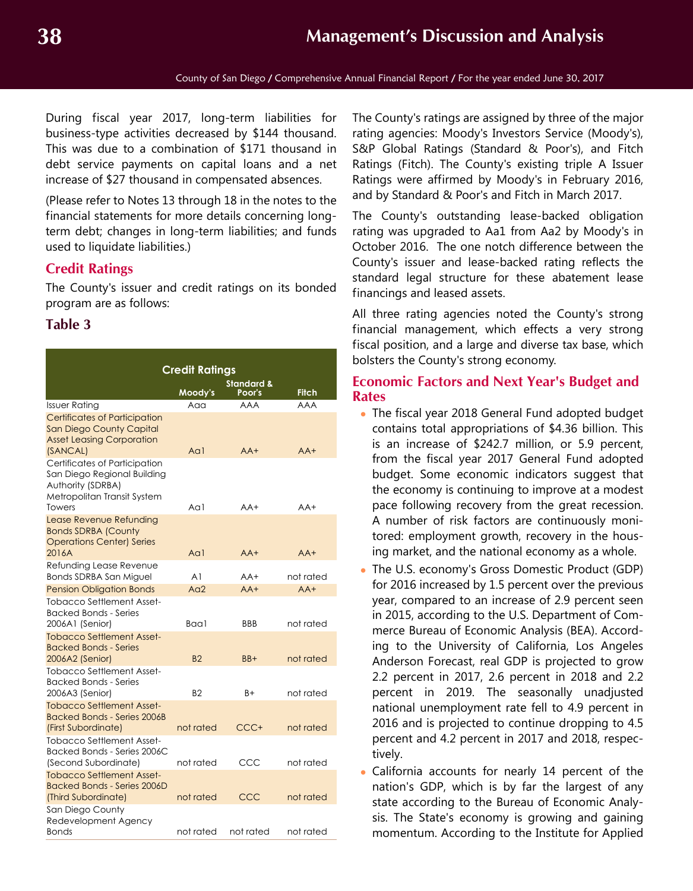During fiscal year 2017, long-term liabilities for business-type activities decreased by $144 thousand. This was due to a combination of $171 thousand in debt service payments on capital loans and a net increase of $27 thousand in compensated absences.

(Please refer to Notes 13 through 18 in the notes to the financial statements for more details concerning long-term debt; changes in long-term liabilities; and funds used to liquidate liabilities.)

## Credit Ratings

The County's issuer and credit ratings on its bonded program are as follows:

### Table 3

| Credit Ratings | Moody's | Standard & Poor's | Fitch |
|---|---|---|---|
| Issuer Rating | Aaa | AAA | AAA |
| Certificates of Participation San Diego County Capital Asset Leasing Corporation (SANCAL) | Aa1 | AA+ | AA+ |
| Certificates of Participation San Diego Regional Building Authority (SDRBA) Metropolitan Transit System Towers | Aa1 | AA+ | AA+ |
| Lease Revenue Refunding Bonds SDRBA (County Operations Center) Series 2016A | Aa1 | AA+ | AA+ |
| Refunding Lease Revenue Bonds SDRBA San Miguel | A1 | AA+ | not rated |
| Pension Obligation Bonds | Aa2 | AA+ | AA+ |
| Tobacco Settlement Asset-Backed Bonds - Series 2006A1 (Senior) | Baa1 | BBB | not rated |
| Tobacco Settlement Asset-Backed Bonds - Series 2006A2 (Senior) | B2 | BB+ | not rated |
| Tobacco Settlement Asset-Backed Bonds - Series 2006A3 (Senior) | B2 | B+ | not rated |
| Tobacco Settlement Asset-Backed Bonds - Series 2006B (First Subordinate) | not rated | CCC+ | not rated |
| Tobacco Settlement Asset-Backed Bonds - Series 2006C (Second Subordinate) | not rated | CCC | not rated |
| Tobacco Settlement Asset-Backed Bonds - Series 2006D (Third Subordinate) | not rated | CCC | not rated |
| San Diego County Redevelopment Agency Bonds | not rated | not rated | not rated |

The County's ratings are assigned by three of the major rating agencies: Moody's Investors Service (Moody's), S&P Global Ratings (Standard & Poor's), and Fitch Ratings (Fitch). The County's existing triple A Issuer Ratings were affirmed by Moody's in February 2016, and by Standard & Poor's and Fitch in March 2017.

The County's outstanding lease-backed obligation rating was upgraded to Aa1 from Aa2 by Moody's in October 2016. The one notch difference between the County's issuer and lease-backed rating reflects the standard legal structure for these abatement lease financings and leased assets.

All three rating agencies noted the County's strong financial management, which effects a very strong fiscal position, and a large and diverse tax base, which bolsters the County's strong economy.

## Economic Factors and Next Year's Budget and Rates

- The fiscal year 2018 General Fund adopted budget contains total appropriations of $4.36 billion. This is an increase of $242.7 million, or 5.9 percent, from the fiscal year 2017 General Fund adopted budget. Some economic indicators suggest that the economy is continuing to improve at a modest pace following recovery from the great recession. A number of risk factors are continuously monitored: employment growth, recovery in the housing market, and the national economy as a whole.
- The U.S. economy's Gross Domestic Product (GDP) for 2016 increased by 1.5 percent over the previous year, compared to an increase of 2.9 percent seen in 2015, according to the U.S. Department of Commerce Bureau of Economic Analysis (BEA). According to the University of California, Los Angeles Anderson Forecast, real GDP is projected to grow 2.2 percent in 2017, 2.6 percent in 2018 and 2.2 percent in 2019. The seasonally unadjusted national unemployment rate fell to 4.9 percent in 2016 and is projected to continue dropping to 4.5 percent and 4.2 percent in 2017 and 2018, respectively.
- California accounts for nearly 14 percent of the nation's GDP, which is by far the largest of any state according to the Bureau of Economic Analysis. The State's economy is growing and gaining momentum. According to the Institute for Applied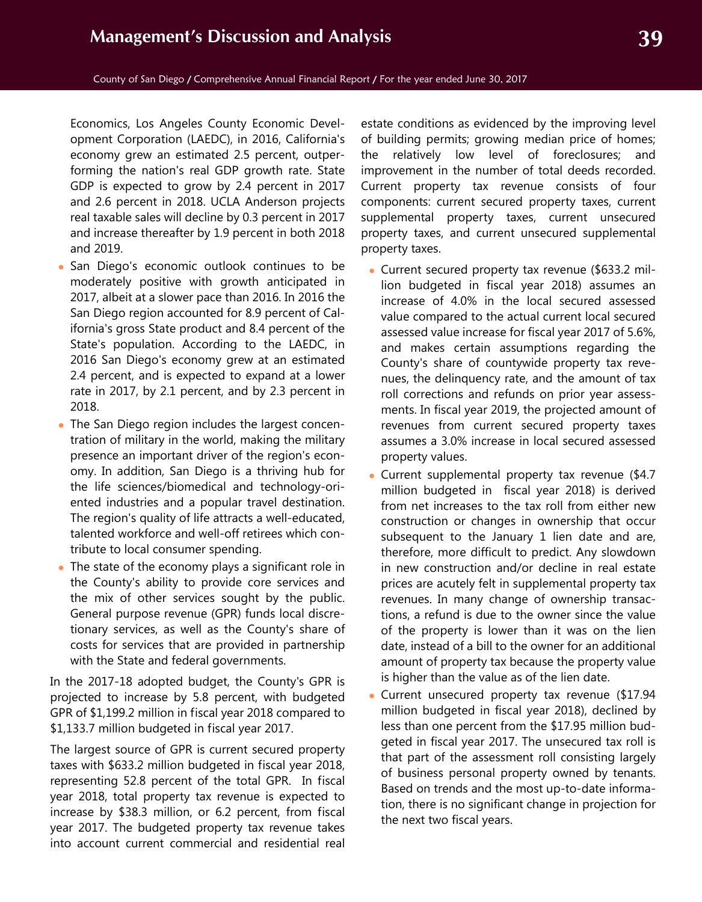Economics, Los Angeles County Economic Development Corporation (LAEDC), in 2016, California's economy grew an estimated 2.5 percent, outperforming the nation's real GDP growth rate. State GDP is expected to grow by 2.4 percent in 2017 and 2.6 percent in 2018. UCLA Anderson projects real taxable sales will decline by 0.3 percent in 2017 and increase thereafter by 1.9 percent in both 2018 and 2019.

- San Diego's economic outlook continues to be moderately positive with growth anticipated in 2017, albeit at a slower pace than 2016. In 2016 the San Diego region accounted for 8.9 percent of California's gross State product and 8.4 percent of the State's population. According to the LAEDC, in 2016 San Diego's economy grew at an estimated 2.4 percent, and is expected to expand at a lower rate in 2017, by 2.1 percent, and by 2.3 percent in 2018.
- The San Diego region includes the largest concentration of military in the world, making the military presence an important driver of the region's economy. In addition, San Diego is a thriving hub for the life sciences/biomedical and technology-oriented industries and a popular travel destination. The region's quality of life attracts a well-educated, talented workforce and well-off retirees which contribute to local consumer spending.
- The state of the economy plays a significant role in the County's ability to provide core services and the mix of other services sought by the public. General purpose revenue (GPR) funds local discretionary services, as well as the County's share of costs for services that are provided in partnership with the State and federal governments.

In the 2017-18 adopted budget, the County's GPR is projected to increase by 5.8 percent, with budgeted GPR of $1,199.2 million in fiscal year 2018 compared to $1,133.7 million budgeted in fiscal year 2017.

The largest source of GPR is current secured property taxes with $633.2 million budgeted in fiscal year 2018, representing 52.8 percent of the total GPR. In fiscal year 2018, total property tax revenue is expected to increase by $38.3 million, or 6.2 percent, from fiscal year 2017. The budgeted property tax revenue takes into account current commercial and residential real estate conditions as evidenced by the improving level of building permits; growing median price of homes; the relatively low level of foreclosures; and improvement in the number of total deeds recorded. Current property tax revenue consists of four components: current secured property taxes, current supplemental property taxes, current unsecured property taxes, and current unsecured supplemental property taxes.

- Current secured property tax revenue ($633.2 million budgeted in fiscal year 2018) assumes an increase of 4.0% in the local secured assessed value compared to the actual current local secured assessed value increase for fiscal year 2017 of 5.6%, and makes certain assumptions regarding the County's share of countywide property tax revenues, the delinquency rate, and the amount of tax roll corrections and refunds on prior year assessments. In fiscal year 2019, the projected amount of revenues from current secured property taxes assumes a 3.0% increase in local secured assessed property values.
- Current supplemental property tax revenue ($4.7 million budgeted in fiscal year 2018) is derived from net increases to the tax roll from either new construction or changes in ownership that occur subsequent to the January 1 lien date and are, therefore, more difficult to predict. Any slowdown in new construction and/or decline in real estate prices are acutely felt in supplemental property tax revenues. In many change of ownership transactions, a refund is due to the owner since the value of the property is lower than it was on the lien date, instead of a bill to the owner for an additional amount of property tax because the property value is higher than the value as of the lien date.
- Current unsecured property tax revenue ($17.94 million budgeted in fiscal year 2018), declined by less than one percent from the $17.95 million budgeted in fiscal year 2017. The unsecured tax roll is that part of the assessment roll consisting largely of business personal property owned by tenants. Based on trends and the most up-to-date information, there is no significant change in projection for the next two fiscal years.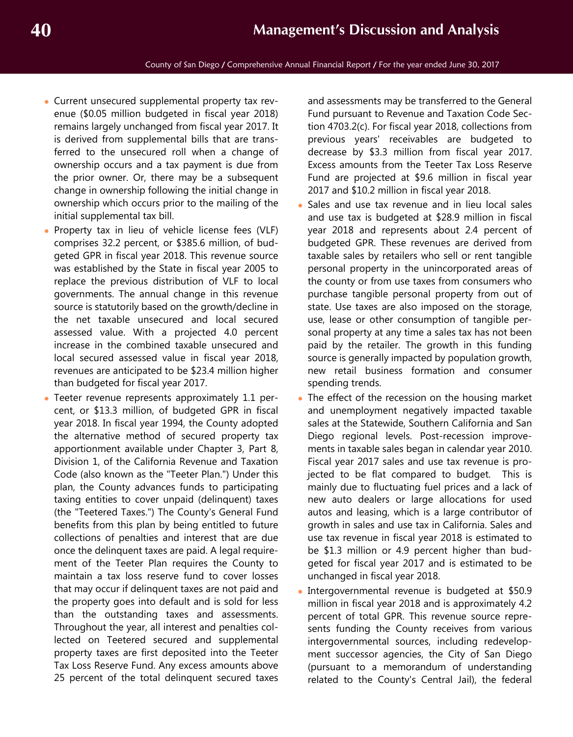- Current unsecured supplemental property tax revenue ($0.05 million budgeted in fiscal year 2018) remains largely unchanged from fiscal year 2017. It is derived from supplemental bills that are transferred to the unsecured roll when a change of ownership occurs and a tax payment is due from the prior owner. Or, there may be a subsequent change in ownership following the initial change in ownership which occurs prior to the mailing of the initial supplemental tax bill.
- Property tax in lieu of vehicle license fees (VLF) comprises 32.2 percent, or $385.6 million, of budgeted GPR in fiscal year 2018. This revenue source was established by the State in fiscal year 2005 to replace the previous distribution of VLF to local governments. The annual change in this revenue source is statutorily based on the growth/decline in the net taxable unsecured and local secured assessed value. With a projected 4.0 percent increase in the combined taxable unsecured and local secured assessed value in fiscal year 2018, revenues are anticipated to be $23.4 million higher than budgeted for fiscal year 2017.
- Teeter revenue represents approximately 1.1 percent, or $13.3 million, of budgeted GPR in fiscal year 2018. In fiscal year 1994, the County adopted the alternative method of secured property tax apportionment available under Chapter 3, Part 8, Division 1, of the California Revenue and Taxation Code (also known as the "Teeter Plan.") Under this plan, the County advances funds to participating taxing entities to cover unpaid (delinquent) taxes (the "Teetered Taxes.") The County's General Fund benefits from this plan by being entitled to future collections of penalties and interest that are due once the delinquent taxes are paid. A legal requirement of the Teeter Plan requires the County to maintain a tax loss reserve fund to cover losses that may occur if delinquent taxes are not paid and the property goes into default and is sold for less than the outstanding taxes and assessments. Throughout the year, all interest and penalties collected on Teetered secured and supplemental property taxes are first deposited into the Teeter Tax Loss Reserve Fund. Any excess amounts above 25 percent of the total delinquent secured taxes and assessments may be transferred to the General Fund pursuant to Revenue and Taxation Code Section 4703.2(c). For fiscal year 2018, collections from previous years' receivables are budgeted to decrease by $3.3 million from fiscal year 2017. Excess amounts from the Teeter Tax Loss Reserve Fund are projected at $9.6 million in fiscal year 2017 and $10.2 million in fiscal year 2018.
- Sales and use tax revenue and in lieu local sales and use tax is budgeted at $28.9 million in fiscal year 2018 and represents about 2.4 percent of budgeted GPR. These revenues are derived from taxable sales by retailers who sell or rent tangible personal property in the unincorporated areas of the county or from use taxes from consumers who purchase tangible personal property from out of state. Use taxes are also imposed on the storage, use, lease or other consumption of tangible personal property at any time a sales tax has not been paid by the retailer. The growth in this funding source is generally impacted by population growth, new retail business formation and consumer spending trends.
- The effect of the recession on the housing market and unemployment negatively impacted taxable sales at the Statewide, Southern California and San Diego regional levels. Post-recession improvements in taxable sales began in calendar year 2010. Fiscal year 2017 sales and use tax revenue is projected to be flat compared to budget. This is mainly due to fluctuating fuel prices and a lack of new auto dealers or large allocations for used autos and leasing, which is a large contributor of growth in sales and use tax in California. Sales and use tax revenue in fiscal year 2018 is estimated to be $1.3 million or 4.9 percent higher than budgeted for fiscal year 2017 and is estimated to be unchanged in fiscal year 2018.
- Intergovernmental revenue is budgeted at $50.9 million in fiscal year 2018 and is approximately 4.2 percent of total GPR. This revenue source represents funding the County receives from various intergovernmental sources, including redevelopment successor agencies, the City of San Diego (pursuant to a memorandum of understanding related to the County's Central Jail), the federal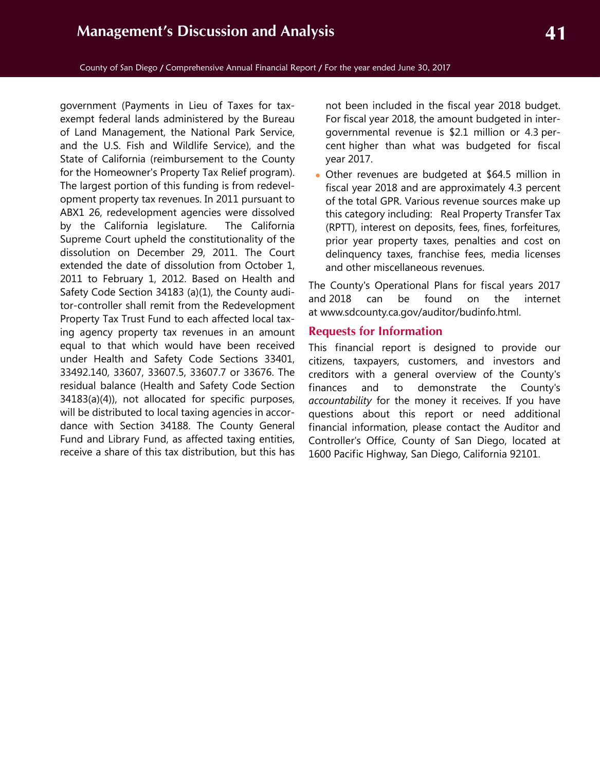government (Payments in Lieu of Taxes for tax-exempt federal lands administered by the Bureau of Land Management, the National Park Service, and the U.S. Fish and Wildlife Service), and the State of California (reimbursement to the County for the Homeowner's Property Tax Relief program). The largest portion of this funding is from redevelopment property tax revenues. In 2011 pursuant to ABX1 26, redevelopment agencies were dissolved by the California legislature. The California Supreme Court upheld the constitutionality of the dissolution on December 29, 2011. The Court extended the date of dissolution from October 1, 2011 to February 1, 2012. Based on Health and Safety Code Section 34183 (a)(1), the County auditor-controller shall remit from the Redevelopment Property Tax Trust Fund to each affected local taxing agency property tax revenues in an amount equal to that which would have been received under Health and Safety Code Sections 33401, 33492.140, 33607, 33607.5, 33607.7 or 33676. The residual balance (Health and Safety Code Section 34183(a)(4)), not allocated for specific purposes, will be distributed to local taxing agencies in accordance with Section 34188. The County General Fund and Library Fund, as affected taxing entities, receive a share of this tax distribution, but this has not been included in the fiscal year 2018 budget. For fiscal year 2018, the amount budgeted in intergovernmental revenue is $2.1 million or 4.3 percent higher than what was budgeted for fiscal year 2017.

- Other revenues are budgeted at $64.5 million in fiscal year 2018 and are approximately 4.3 percent of the total GPR. Various revenue sources make up this category including: Real Property Transfer Tax (RPTT), interest on deposits, fees, fines, forfeitures, prior year property taxes, penalties and cost on delinquency taxes, franchise fees, media licenses and other miscellaneous revenues.

The County's Operational Plans for fiscal years 2017 and 2018 can be found on the internet at www.sdcounty.ca.gov/auditor/budinfo.html.

## Requests for Information

This financial report is designed to provide our citizens, taxpayers, customers, and investors and creditors with a general overview of the County's finances and to demonstrate the County's *accountability* for the money it receives. If you have questions about this report or need additional financial information, please contact the Auditor and Controller's Office, County of San Diego, located at 1600 Pacific Highway, San Diego, California 92101.